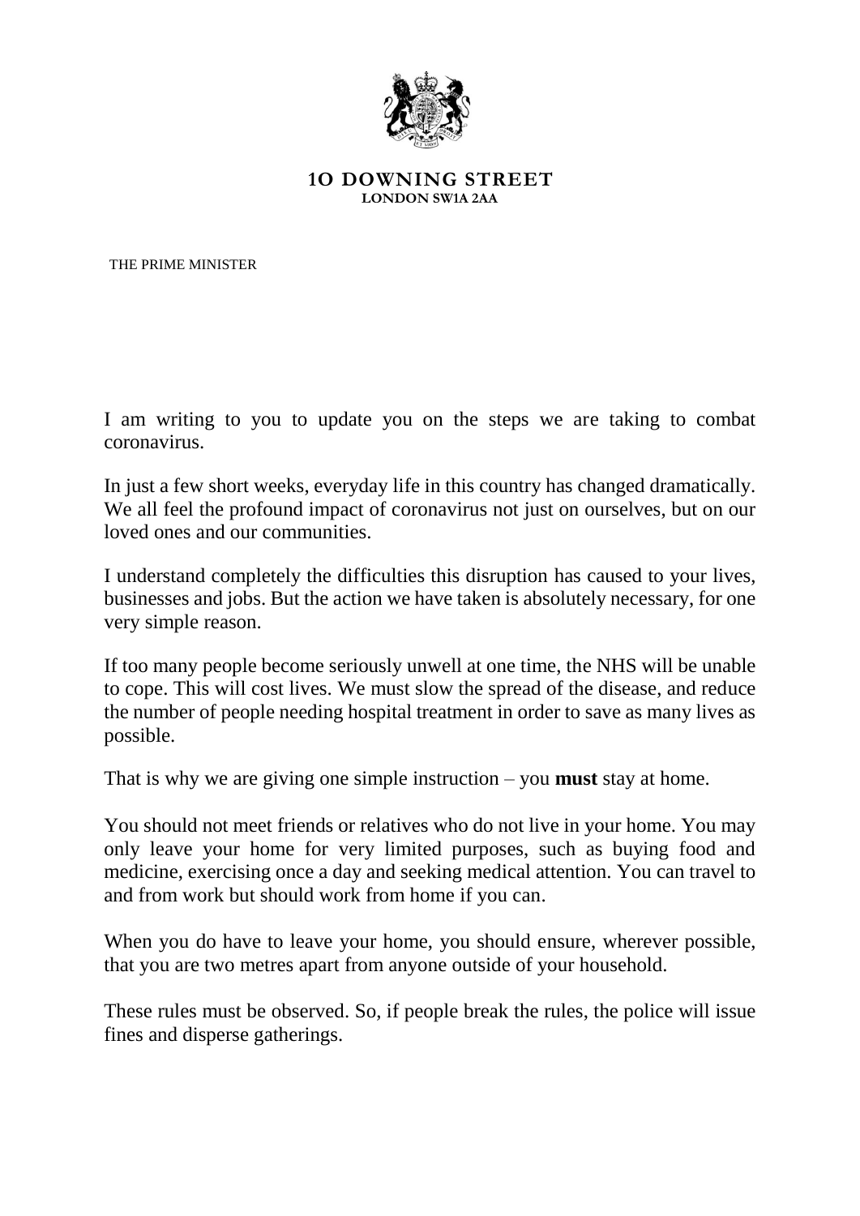**10 DOWNING STREET**
**LONDON SW1A 2AA**

THE PRIME MINISTER

I am writing to you to update you on the steps we are taking to combat coronavirus.

In just a few short weeks, everyday life in this country has changed dramatically. We all feel the profound impact of coronavirus not just on ourselves, but on our loved ones and our communities.

I understand completely the difficulties this disruption has caused to your lives, businesses and jobs. But the action we have taken is absolutely necessary, for one very simple reason.

If too many people become seriously unwell at one time, the NHS will be unable to cope. This will cost lives. We must slow the spread of the disease, and reduce the number of people needing hospital treatment in order to save as many lives as possible.

That is why we are giving one simple instruction – you **must** stay at home.

You should not meet friends or relatives who do not live in your home. You may only leave your home for very limited purposes, such as buying food and medicine, exercising once a day and seeking medical attention. You can travel to and from work but should work from home if you can.

When you do have to leave your home, you should ensure, wherever possible, that you are two metres apart from anyone outside of your household.

These rules must be observed. So, if people break the rules, the police will issue fines and disperse gatherings.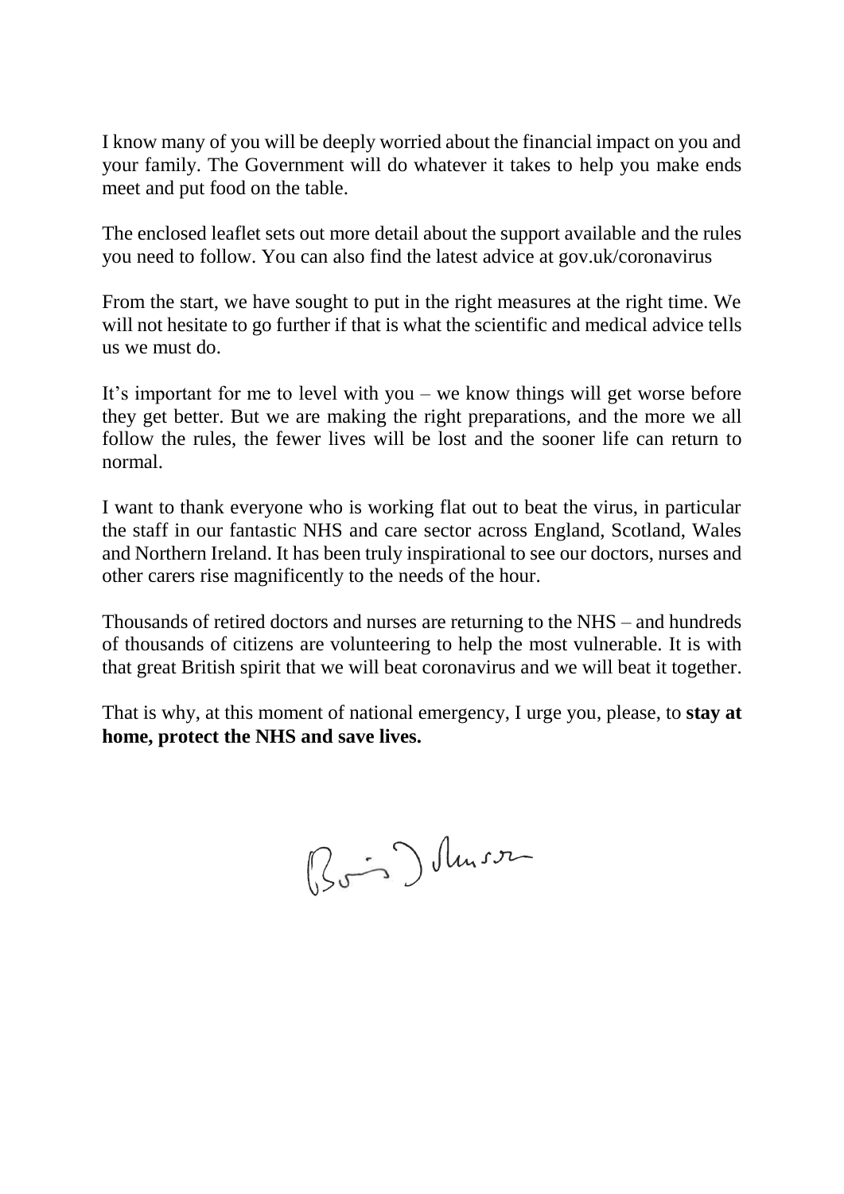I know many of you will be deeply worried about the financial impact on you and your family. The Government will do whatever it takes to help you make ends meet and put food on the table.

The enclosed leaflet sets out more detail about the support available and the rules you need to follow. You can also find the latest advice at gov.uk/coronavirus

From the start, we have sought to put in the right measures at the right time. We will not hesitate to go further if that is what the scientific and medical advice tells us we must do.

It's important for me to level with you – we know things will get worse before they get better. But we are making the right preparations, and the more we all follow the rules, the fewer lives will be lost and the sooner life can return to normal.

I want to thank everyone who is working flat out to beat the virus, in particular the staff in our fantastic NHS and care sector across England, Scotland, Wales and Northern Ireland. It has been truly inspirational to see our doctors, nurses and other carers rise magnificently to the needs of the hour.

Thousands of retired doctors and nurses are returning to the NHS – and hundreds of thousands of citizens are volunteering to help the most vulnerable. It is with that great British spirit that we will beat coronavirus and we will beat it together.

That is why, at this moment of national emergency, I urge you, please, to **stay at home, protect the NHS and save lives.**

Boris Johnson